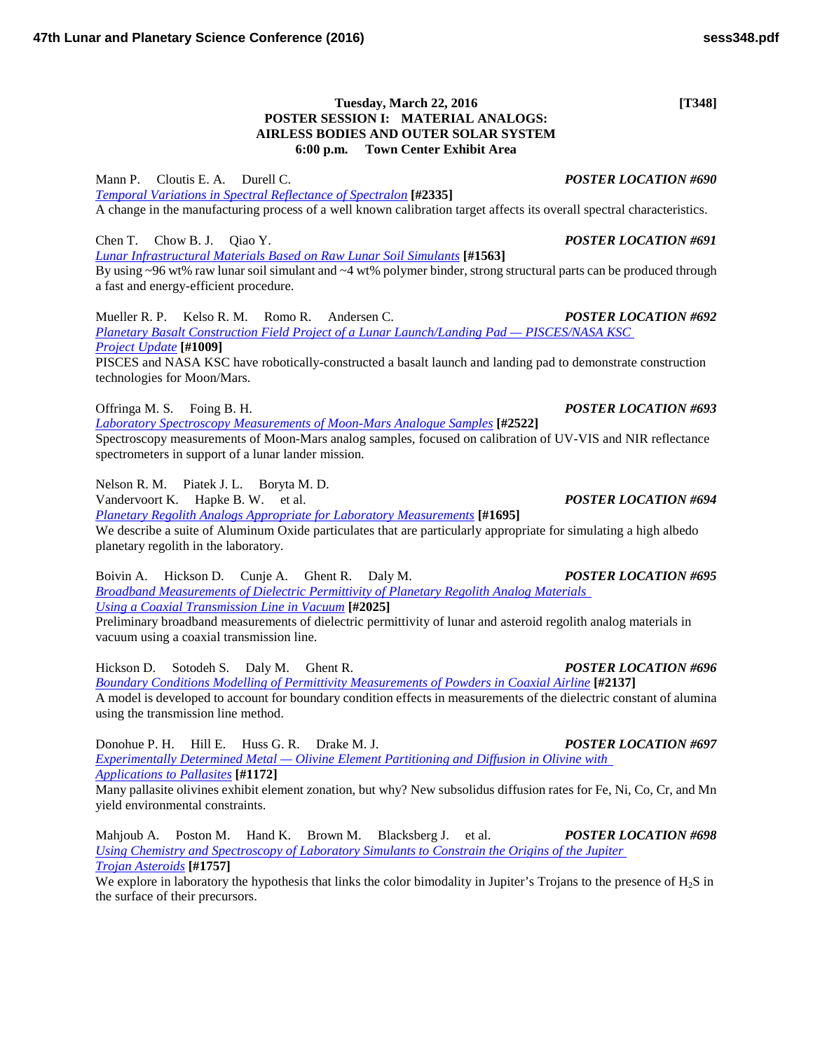**Tuesday, March 22, 2016 [T348]**

## POSTER SESSION I: MATERIAL ANALOGS: AIRLESS BODIES AND OUTER SOLAR SYSTEM

**6:00 p.m. Town Center Exhibit Area**

Mann P. Cloutis E. A. Durell C. ***POSTER LOCATION #690***
*Temporal Variations in Spectral Reflectance of Spectralon* **[#2335]**
A change in the manufacturing process of a well known calibration target affects its overall spectral characteristics.

Chen T. Chow B. J. Qiao Y. ***POSTER LOCATION #691***
*Lunar Infrastructural Materials Based on Raw Lunar Soil Simulants* **[#1563]**
By using ~96 wt% raw lunar soil simulant and ~4 wt% polymer binder, strong structural parts can be produced through a fast and energy-efficient procedure.

Mueller R. P. Kelso R. M. Romo R. Andersen C. ***POSTER LOCATION #692***
*Planetary Basalt Construction Field Project of a Lunar Launch/Landing Pad — PISCES/NASA KSC Project Update* **[#1009]**
PISCES and NASA KSC have robotically-constructed a basalt launch and landing pad to demonstrate construction technologies for Moon/Mars.

Offringa M. S. Foing B. H. ***POSTER LOCATION #693***
*Laboratory Spectroscopy Measurements of Moon-Mars Analogue Samples* **[#2522]**
Spectroscopy measurements of Moon-Mars analog samples, focused on calibration of UV-VIS and NIR reflectance spectrometers in support of a lunar lander mission.

Nelson R. M. Piatek J. L. Boryta M. D.
Vandervoort K. Hapke B. W. et al. ***POSTER LOCATION #694***
*Planetary Regolith Analogs Appropriate for Laboratory Measurements* **[#1695]**
We describe a suite of Aluminum Oxide particulates that are particularly appropriate for simulating a high albedo planetary regolith in the laboratory.

Boivin A. Hickson D. Cunje A. Ghent R. Daly M. ***POSTER LOCATION #695***
*Broadband Measurements of Dielectric Permittivity of Planetary Regolith Analog Materials Using a Coaxial Transmission Line in Vacuum* **[#2025]**
Preliminary broadband measurements of dielectric permittivity of lunar and asteroid regolith analog materials in vacuum using a coaxial transmission line.

Hickson D. Sotodeh S. Daly M. Ghent R. ***POSTER LOCATION #696***
*Boundary Conditions Modelling of Permittivity Measurements of Powders in Coaxial Airline* **[#2137]**
A model is developed to account for boundary condition effects in measurements of the dielectric constant of alumina using the transmission line method.

Donohue P. H. Hill E. Huss G. R. Drake M. J. ***POSTER LOCATION #697***
*Experimentally Determined Metal — Olivine Element Partitioning and Diffusion in Olivine with Applications to Pallasites* **[#1172]**
Many pallasite olivines exhibit element zonation, but why? New subsolidus diffusion rates for Fe, Ni, Co, Cr, and Mn yield environmental constraints.

Mahjoub A. Poston M. Hand K. Brown M. Blacksberg J. et al. ***POSTER LOCATION #698***
*Using Chemistry and Spectroscopy of Laboratory Simulants to Constrain the Origins of the Jupiter Trojan Asteroids* **[#1757]**
We explore in laboratory the hypothesis that links the color bimodality in Jupiter's Trojans to the presence of $H_2S$ in the surface of their precursors.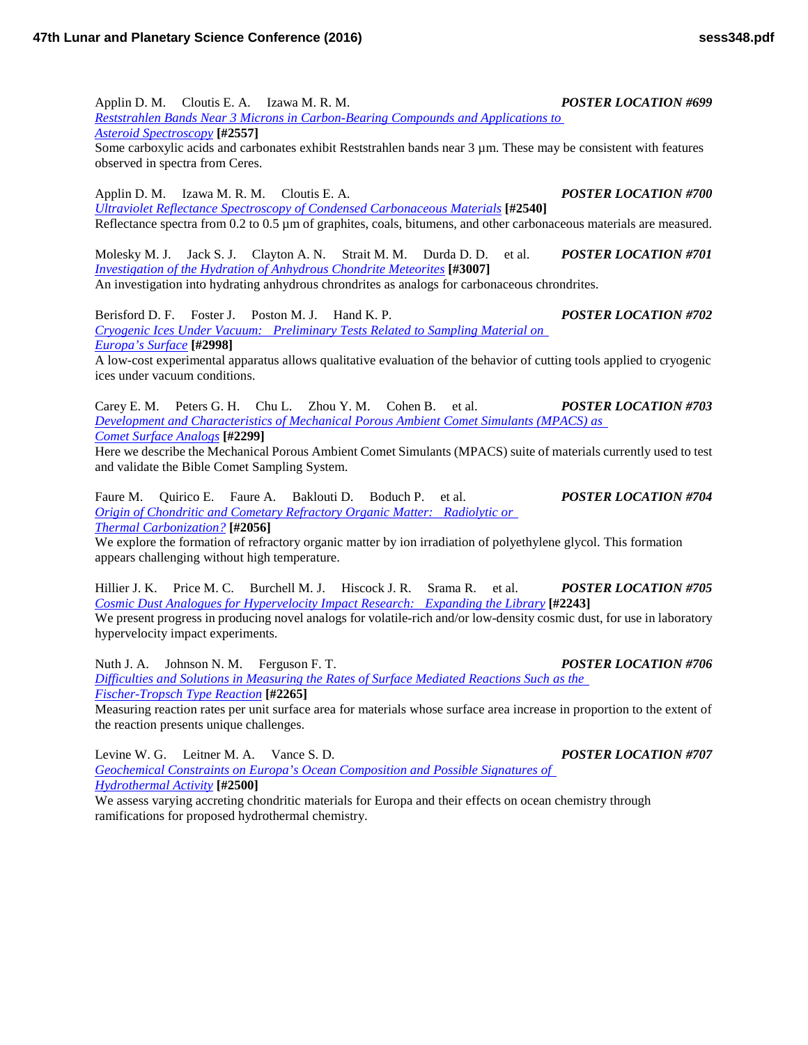Applin D. M. Cloutis E. A. Izawa M. R. M. ***POSTER LOCATION #699***
[Reststrahlen Bands Near 3 Microns in Carbon-Bearing Compounds and Applications to Asteroid Spectroscopy]() **[#2557]**
Some carboxylic acids and carbonates exhibit Reststrahlen bands near 3 µm. These may be consistent with features observed in spectra from Ceres.

Applin D. M. Izawa M. R. M. Cloutis E. A. ***POSTER LOCATION #700***
[Ultraviolet Reflectance Spectroscopy of Condensed Carbonaceous Materials]() **[#2540]**
Reflectance spectra from 0.2 to 0.5 µm of graphites, coals, bitumens, and other carbonaceous materials are measured.

Molesky M. J. Jack S. J. Clayton A. N. Strait M. M. Durda D. D. et al. ***POSTER LOCATION #701***
[Investigation of the Hydration of Anhydrous Chondrite Meteorites]() **[#3007]**
An investigation into hydrating anhydrous chrondrites as analogs for carbonaceous chrondrites.

Berisford D. F. Foster J. Poston M. J. Hand K. P. ***POSTER LOCATION #702***
[Cryogenic Ices Under Vacuum: Preliminary Tests Related to Sampling Material on Europa's Surface]() **[#2998]**
A low-cost experimental apparatus allows qualitative evaluation of the behavior of cutting tools applied to cryogenic ices under vacuum conditions.

Carey E. M. Peters G. H. Chu L. Zhou Y. M. Cohen B. et al. ***POSTER LOCATION #703***
[Development and Characteristics of Mechanical Porous Ambient Comet Simulants (MPACS) as Comet Surface Analogs]() **[#2299]**
Here we describe the Mechanical Porous Ambient Comet Simulants (MPACS) suite of materials currently used to test and validate the Bible Comet Sampling System.

Faure M. Quirico E. Faure A. Baklouti D. Boduch P. et al. ***POSTER LOCATION #704***
[Origin of Chondritic and Cometary Refractory Organic Matter: Radiolytic or Thermal Carbonization?]() **[#2056]**
We explore the formation of refractory organic matter by ion irradiation of polyethylene glycol. This formation appears challenging without high temperature.

Hillier J. K. Price M. C. Burchell M. J. Hiscock J. R. Srama R. et al. ***POSTER LOCATION #705***
[Cosmic Dust Analogues for Hypervelocity Impact Research: Expanding the Library]() **[#2243]**
We present progress in producing novel analogs for volatile-rich and/or low-density cosmic dust, for use in laboratory hypervelocity impact experiments.

Nuth J. A. Johnson N. M. Ferguson F. T. ***POSTER LOCATION #706***
[Difficulties and Solutions in Measuring the Rates of Surface Mediated Reactions Such as the Fischer-Tropsch Type Reaction]() **[#2265]**
Measuring reaction rates per unit surface area for materials whose surface area increase in proportion to the extent of the reaction presents unique challenges.

Levine W. G. Leitner M. A. Vance S. D. ***POSTER LOCATION #707***
[Geochemical Constraints on Europa's Ocean Composition and Possible Signatures of Hydrothermal Activity]() **[#2500]**
We assess varying accreting chondritic materials for Europa and their effects on ocean chemistry through ramifications for proposed hydrothermal chemistry.